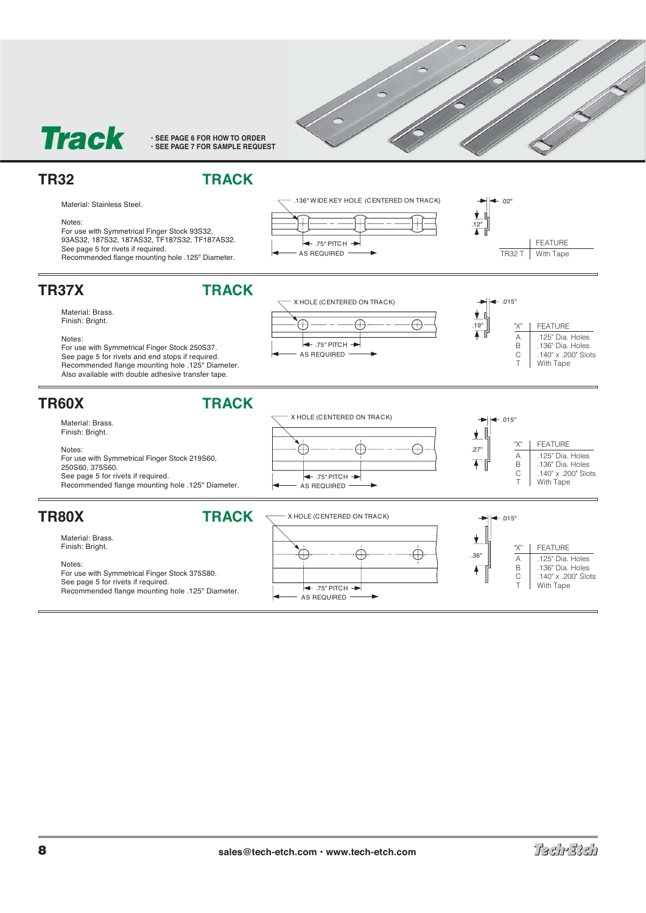# Track

- SEE PAGE 6 FOR HOW TO ORDER
- SEE PAGE 7 FOR SAMPLE REQUEST

## TR32 — TRACK

Material: Stainless Steel.

Notes:
For use with Symmetrical Finger Stock 93S32, 93AS32, 187S32, 187AS32, TF187S32, TF187AS32.
See page 5 for rivets if required.
Recommended flange mounting hole .125" Diameter.

.136" WIDE KEY HOLE (CENTERED ON TRACK)
.75" PITCH
AS REQUIRED
.02"
.12"

| | FEATURE |
|---|---|
| TR32 T | With Tape |

## TR37X — TRACK

Material: Brass.
Finish: Bright.

Notes:
For use with Symmetrical Finger Stock 250S37.
See page 5 for rivets and end stops if required.
Recommended flange mounting hole .125" Diameter.
Also available with double adhesive transfer tape.

X HOLE (CENTERED ON TRACK)
.75" PITCH
AS REQUIRED
.015"
.19"

| "X" | FEATURE |
|---|---|
| A | .125" Dia. Holes |
| B | .136" Dia. Holes |
| C | .140" x .200" Slots |
| T | With Tape |

## TR60X — TRACK

Material: Brass.
Finish: Bright.

Notes:
For use with Symmetrical Finger Stock 219S60, 250S60, 375S60.
See page 5 for rivets if required.
Recommended flange mounting hole .125" Diameter.

X HOLE (CENTERED ON TRACK)
.75" PITCH
AS REQUIRED
.015"
.27"

| "X" | FEATURE |
|---|---|
| A | .125" Dia. Holes |
| B | .136" Dia. Holes |
| C | .140" x .200" Slots |
| T | With Tape |

## TR80X — TRACK

Material: Brass.
Finish: Bright.

Notes:
For use with Symmetrical Finger Stock 375S80.
See page 5 for rivets if required.
Recommended flange mounting hole .125" Diameter.

X HOLE (CENTERED ON TRACK)
.75" PITCH
AS REQUIRED
.015"
.36"

| "X" | FEATURE |
|---|---|
| A | .125" Dia. Holes |
| B | .136" Dia. Holes |
| C | .140" x .200" Slots |
| T | With Tape |

sales@tech-etch.com • www.tech-etch.com

Tech-Etch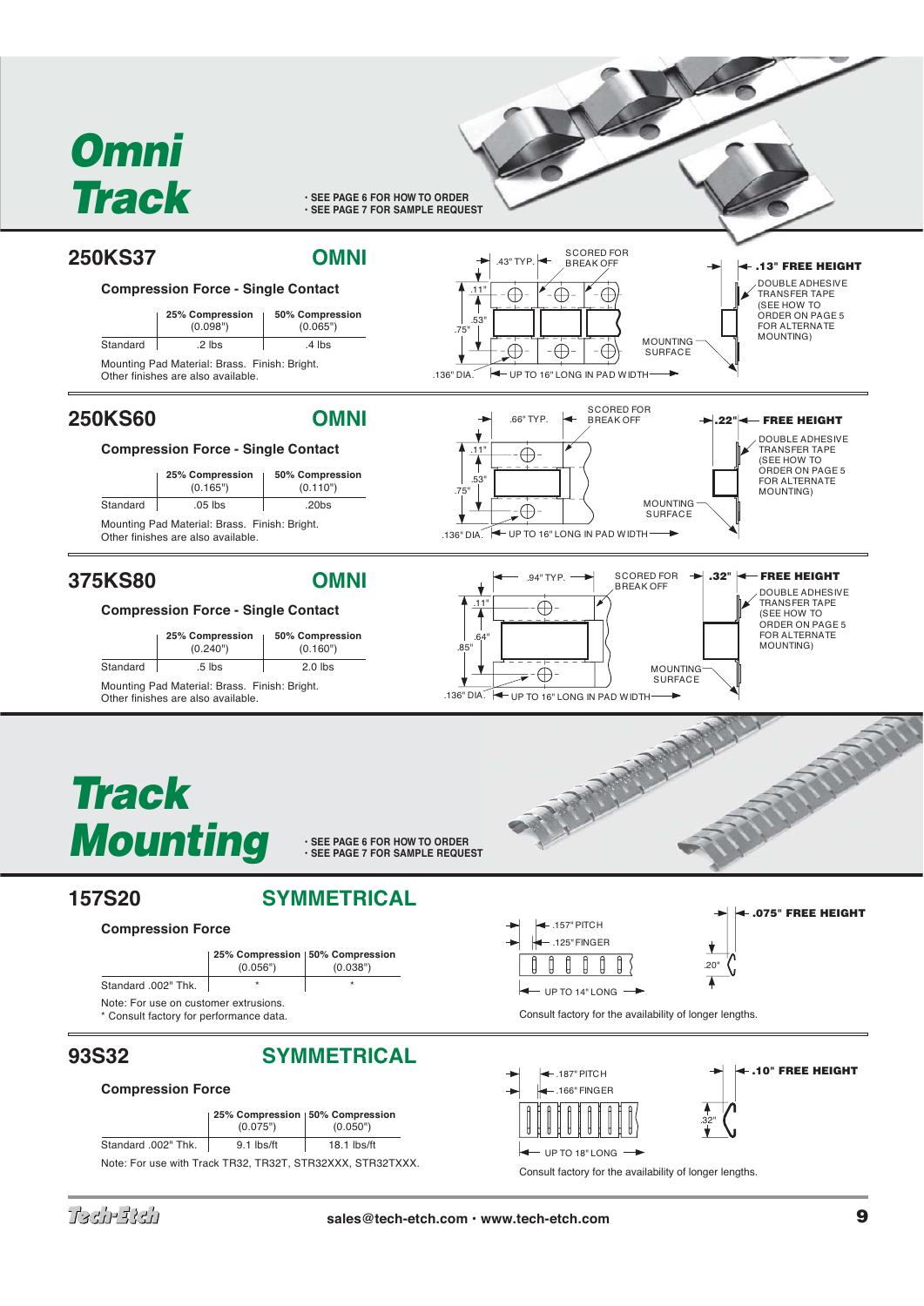# Omni Track

- SEE PAGE 6 FOR HOW TO ORDER
- SEE PAGE 7 FOR SAMPLE REQUEST

## 250KS37 — OMNI

**Compression Force - Single Contact**

| | 25% Compression (0.098") | 50% Compression (0.065") |
|---|---|---|
| Standard | .2 lbs | .4 lbs |

Mounting Pad Material: Brass. Finish: Bright.
Other finishes are also available.

.43" TYP. SCORED FOR BREAK OFF. .11" .53" .75" .136" DIA. UP TO 16" LONG IN PAD WIDTH. MOUNTING SURFACE. **.13" FREE HEIGHT**. DOUBLE ADHESIVE TRANSFER TAPE (SEE HOW TO ORDER ON PAGE 5 FOR ALTERNATE MOUNTING)

## 250KS60 — OMNI

**Compression Force - Single Contact**

| | 25% Compression (0.165") | 50% Compression (0.110") |
|---|---|---|
| Standard | .05 lbs | .20bs |

Mounting Pad Material: Brass. Finish: Bright.
Other finishes are also available.

.66" TYP. SCORED FOR BREAK OFF. .11" .53" .75" .136" DIA. UP TO 16" LONG IN PAD WIDTH. MOUNTING SURFACE. **.22" FREE HEIGHT**. DOUBLE ADHESIVE TRANSFER TAPE (SEE HOW TO ORDER ON PAGE 5 FOR ALTERNATE MOUNTING)

## 375KS80 — OMNI

**Compression Force - Single Contact**

| | 25% Compression (0.240") | 50% Compression (0.160") |
|---|---|---|
| Standard | .5 lbs | 2.0 lbs |

Mounting Pad Material: Brass. Finish: Bright.
Other finishes are also available.

.94" TYP. SCORED FOR BREAK OFF. .11" .64" .85" .136" DIA. UP TO 16" LONG IN PAD WIDTH. MOUNTING SURFACE. **.32" FREE HEIGHT**. DOUBLE ADHESIVE TRANSFER TAPE (SEE HOW TO ORDER ON PAGE 5 FOR ALTERNATE MOUNTING)

# Track Mounting

- SEE PAGE 6 FOR HOW TO ORDER
- SEE PAGE 7 FOR SAMPLE REQUEST

## 157S20 — SYMMETRICAL

**Compression Force**

| | 25% Compression (0.056") | 50% Compression (0.038") |
|---|---|---|
| Standard .002" Thk. | * | * |

Note: For use on customer extrusions.
* Consult factory for performance data.

.157" PITCH. .125" FINGER. UP TO 14" LONG. .20". **.075" FREE HEIGHT**

Consult factory for the availability of longer lengths.

## 93S32 — SYMMETRICAL

**Compression Force**

| | 25% Compression (0.075") | 50% Compression (0.050") |
|---|---|---|
| Standard .002" Thk. | 9.1 lbs/ft | 18.1 lbs/ft |

Note: For use with Track TR32, TR32T, STR32XXX, STR32TXXX.

.187" PITCH. .166" FINGER. UP TO 18" LONG. .32". **.10" FREE HEIGHT**

Consult factory for the availability of longer lengths.

Tech-Etch sales@tech-etch.com · www.tech-etch.com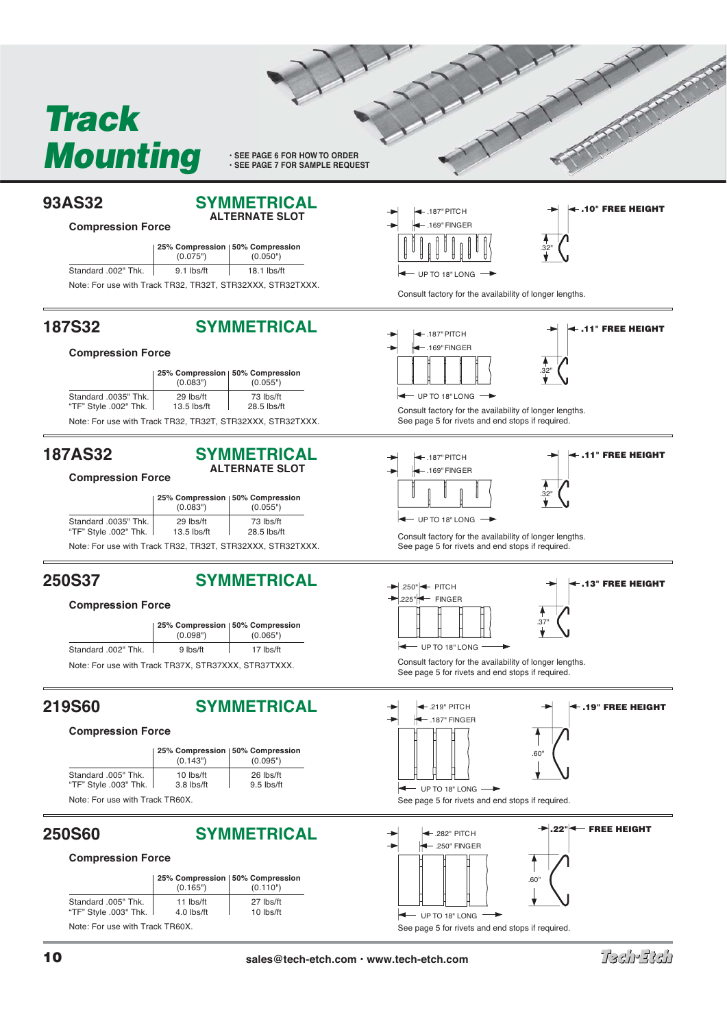# Track Mounting

- SEE PAGE 6 FOR HOW TO ORDER
- SEE PAGE 7 FOR SAMPLE REQUEST

## 93AS32

**SYMMETRICAL**
**ALTERNATE SLOT**

### Compression Force

| | 25% Compression (0.075") | 50% Compression (0.050") |
|---|---|---|
| Standard .002" Thk. | 9.1 lbs/ft | 18.1 lbs/ft |

Note: For use with Track TR32, TR32T, STR32XXX, STR32TXXX.

.187" PITCH
.169" FINGER
UP TO 18" LONG
.10" FREE HEIGHT
.32"

Consult factory for the availability of longer lengths.

## 187S32

**SYMMETRICAL**

### Compression Force

| | 25% Compression (0.083") | 50% Compression (0.055") |
|---|---|---|
| Standard .0035" Thk. | 29 lbs/ft | 73 lbs/ft |
| "TF" Style .002" Thk. | 13.5 lbs/ft | 28.5 lbs/ft |

Note: For use with Track TR32, TR32T, STR32XXX, STR32TXXX.

.187" PITCH
.169" FINGER
UP TO 18" LONG
.11" FREE HEIGHT
.32"

Consult factory for the availability of longer lengths.
See page 5 for rivets and end stops if required.

## 187AS32

**SYMMETRICAL**
**ALTERNATE SLOT**

### Compression Force

| | 25% Compression (0.083") | 50% Compression (0.055") |
|---|---|---|
| Standard .0035" Thk. | 29 lbs/ft | 73 lbs/ft |
| "TF" Style .002" Thk. | 13.5 lbs/ft | 28.5 lbs/ft |

Note: For use with Track TR32, TR32T, STR32XXX, STR32TXXX.

.187" PITCH
.169" FINGER
UP TO 18" LONG
.11" FREE HEIGHT
.32"

Consult factory for the availability of longer lengths.
See page 5 for rivets and end stops if required.

## 250S37

**SYMMETRICAL**

### Compression Force

| | 25% Compression (0.098") | 50% Compression (0.065") |
|---|---|---|
| Standard .002" Thk. | 9 lbs/ft | 17 lbs/ft |

Note: For use with Track TR37X, STR37XXX, STR37TXXX.

.250" PITCH
.225" FINGER
UP TO 18" LONG
.13" FREE HEIGHT
.37"

Consult factory for the availability of longer lengths.
See page 5 for rivets and end stops if required.

## 219S60

**SYMMETRICAL**

### Compression Force

| | 25% Compression (0.143") | 50% Compression (0.095") |
|---|---|---|
| Standard .005" Thk. | 10 lbs/ft | 26 lbs/ft |
| "TF" Style .003" Thk. | 3.8 lbs/ft | 9.5 lbs/ft |

Note: For use with Track TR60X.

.219" PITCH
.187" FINGER
UP TO 18" LONG
.19" FREE HEIGHT
.60"

See page 5 for rivets and end stops if required.

## 250S60

**SYMMETRICAL**

### Compression Force

| | 25% Compression (0.165") | 50% Compression (0.110") |
|---|---|---|
| Standard .005" Thk. | 11 lbs/ft | 27 lbs/ft |
| "TF" Style .003" Thk. | 4.0 lbs/ft | 10 lbs/ft |

Note: For use with Track TR60X.

.282" PITCH
.250" FINGER
UP TO 18" LONG
.22" FREE HEIGHT
.60"

See page 5 for rivets and end stops if required.

sales@tech-etch.com • www.tech-etch.com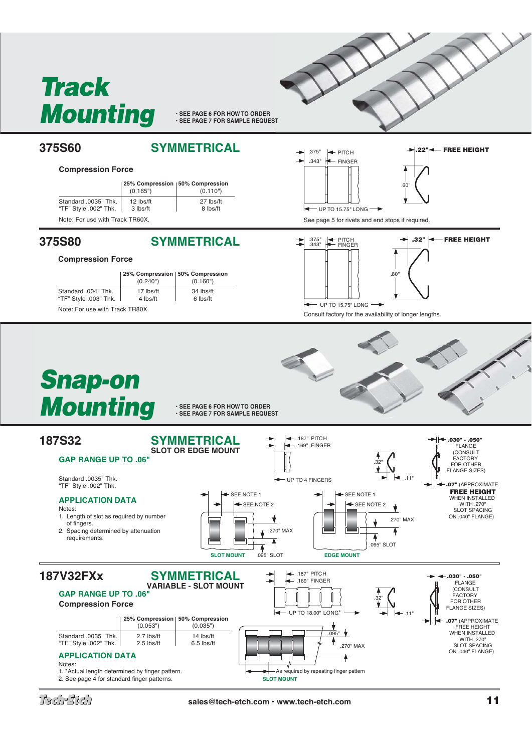# Track Mounting

- SEE PAGE 6 FOR HOW TO ORDER
- SEE PAGE 7 FOR SAMPLE REQUEST

## 375S60 — SYMMETRICAL

**Compression Force**

| | 25% Compression (0.165") | 50% Compression (0.110") |
|---|---|---|
| Standard .0035" Thk. | 12 lbs/ft | 27 lbs/ft |
| "TF" Style .002" Thk. | 3 lbs/ft | 8 lbs/ft |

Note: For use with Track TR60X.

.375" PITCH
.343" FINGER
UP TO 15.75" LONG
.22" FREE HEIGHT
.60"

See page 5 for rivets and end stops if required.

## 375S80 — SYMMETRICAL

**Compression Force**

| | 25% Compression (0.240") | 50% Compression (0.160") |
|---|---|---|
| Standard .004" Thk. | 17 lbs/ft | 34 lbs/ft |
| "TF" Style .003" Thk. | 4 lbs/ft | 6 lbs/ft |

Note: For use with Track TR80X.

.375" PITCH
.343" FINGER
UP TO 15.75" LONG
.32" FREE HEIGHT
.80"

Consult factory for the availability of longer lengths.

# Snap-on Mounting

- SEE PAGE 6 FOR HOW TO ORDER
- SEE PAGE 7 FOR SAMPLE REQUEST

## 187S32 — SYMMETRICAL

**SLOT OR EDGE MOUNT**

**GAP RANGE UP TO .06"**

Standard .0035" Thk.
"TF" Style .002" Thk.

.187" PITCH
.169" FINGER
UP TO 4 FINGERS
.32"
.11"
**.030" - .050"** FLANGE (CONSULT FACTORY FOR OTHER FLANGE SIZES)
**.07"** (APPROXIMATE **FREE HEIGHT** WHEN INSTALLED WITH .270" SLOT SPACING ON .040" FLANGE)

### APPLICATION DATA

Notes:

1. Length of slot as required by number of fingers.
2. Spacing determined by attenuation requirements.

SEE NOTE 1
SEE NOTE 2
.270" MAX
.095" SLOT
**SLOT MOUNT**
**EDGE MOUNT**

## 187V32FXx — SYMMETRICAL

**VARIABLE - SLOT MOUNT**

**GAP RANGE UP TO .06"**

**Compression Force**

| | 25% Compression (0.053") | 50% Compression (0.035") |
|---|---|---|
| Standard .0035" Thk. | 2.7 lbs/ft | 14 lbs/ft |
| "TF" Style .002" Thk. | 2.5 lbs/ft | 6.5 lbs/ft |

.187" PITCH
.169" FINGER
UP TO 18.00" LONG*
.32"
.11"
**.030" - .050"** FLANGE (CONSULT FACTORY FOR OTHER FLANGE SIZES)
**.07"** (APPROXIMATE FREE HEIGHT WHEN INSTALLED WITH .270" SLOT SPACING ON .040" FLANGE)

### APPLICATION DATA

Notes:

1. *Actual length determined by finger pattern.
2. See page 4 for standard finger patterns.

.095"
.270" MAX
As required by repeating finger pattern
**SLOT MOUNT**

Tech-Etch — sales@tech-etch.com • www.tech-etch.com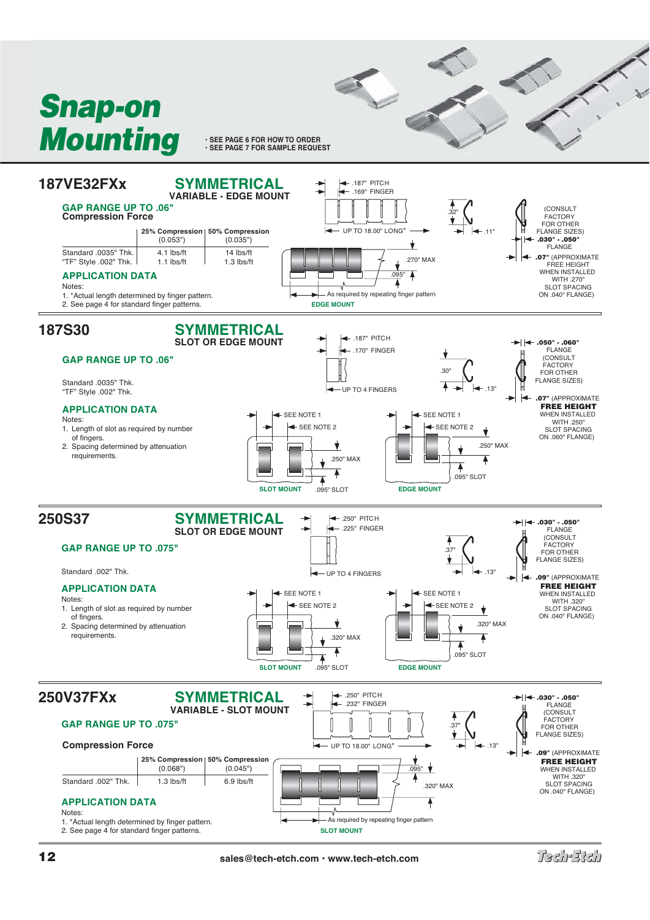# Snap-on Mounting

- SEE PAGE 6 FOR HOW TO ORDER
- SEE PAGE 7 FOR SAMPLE REQUEST

## 187VE32FXx

### SYMMETRICAL
**VARIABLE - EDGE MOUNT**

**GAP RANGE UP TO .06"**

**Compression Force**

| | 25% Compression (0.053") | 50% Compression (0.035") |
|---|---|---|
| Standard .0035" Thk. | 4.1 lbs/ft | 14 lbs/ft |
| "TF" Style .002" Thk. | 1.1 lbs/ft | 1.3 lbs/ft |

### APPLICATION DATA

Notes:
1. *Actual length determined by finger pattern.
2. See page 4 for standard finger patterns.

.187" PITCH
.169" FINGER
UP TO 18.00" LONG*
.32"
.11"
.270" MAX
.095"
As required by repeating finger pattern
EDGE MOUNT

(CONSULT FACTORY FOR OTHER FLANGE SIZES)
**.030" - .050"** FLANGE
**.07"** (APPROXIMATE FREE HEIGHT WHEN INSTALLED WITH .270" SLOT SPACING ON .040" FLANGE)

## 187S30

### SYMMETRICAL
**SLOT OR EDGE MOUNT**

**GAP RANGE UP TO .06"**

Standard .0035" Thk.
"TF" Style .002" Thk.

### APPLICATION DATA

Notes:
1. Length of slot as required by number of fingers.
2. Spacing determined by attenuation requirements.

.187" PITCH
.170" FINGER
UP TO 4 FINGERS
.30"
.13"
SEE NOTE 1
SEE NOTE 2
.250" MAX
.095" SLOT
SLOT MOUNT
EDGE MOUNT

**.050" - .060"** FLANGE (CONSULT FACTORY FOR OTHER FLANGE SIZES)
**.07"** (APPROXIMATE **FREE HEIGHT** WHEN INSTALLED WITH .250" SLOT SPACING ON .060" FLANGE)

## 250S37

### SYMMETRICAL
**SLOT OR EDGE MOUNT**

**GAP RANGE UP TO .075"**

Standard .002" Thk.

### APPLICATION DATA

Notes:
1. Length of slot as required by number of fingers.
2. Spacing determined by attenuation requirements.

.250" PITCH
.225" FINGER
UP TO 4 FINGERS
.37"
.13"
SEE NOTE 1
SEE NOTE 2
.320" MAX
.095" SLOT
SLOT MOUNT
EDGE MOUNT

**.030" - .050"** FLANGE (CONSULT FACTORY FOR OTHER FLANGE SIZES)
**.09"** (APPROXIMATE **FREE HEIGHT** WHEN INSTALLED WITH .320" SLOT SPACING ON .040" FLANGE)

## 250V37FXx

### SYMMETRICAL
**VARIABLE - SLOT MOUNT**

**GAP RANGE UP TO .075"**

**Compression Force**

| | 25% Compression (0.068") | 50% Compression (0.045") |
|---|---|---|
| Standard .002" Thk. | 1.3 lbs/ft | 6.9 lbs/ft |

### APPLICATION DATA

Notes:
1. *Actual length determined by finger pattern.
2. See page 4 for standard finger patterns.

.250" PITCH
.232" FINGER
UP TO 18.00" LONG*
.37"
.13"
.095"
.320" MAX
As required by repeating finger pattern
SLOT MOUNT

**.030" - .050"** FLANGE (CONSULT FACTORY FOR OTHER FLANGE SIZES)
**.09"** (APPROXIMATE **FREE HEIGHT** WHEN INSTALLED WITH .320" SLOT SPACING ON .040" FLANGE)

sales@tech-etch.com • www.tech-etch.com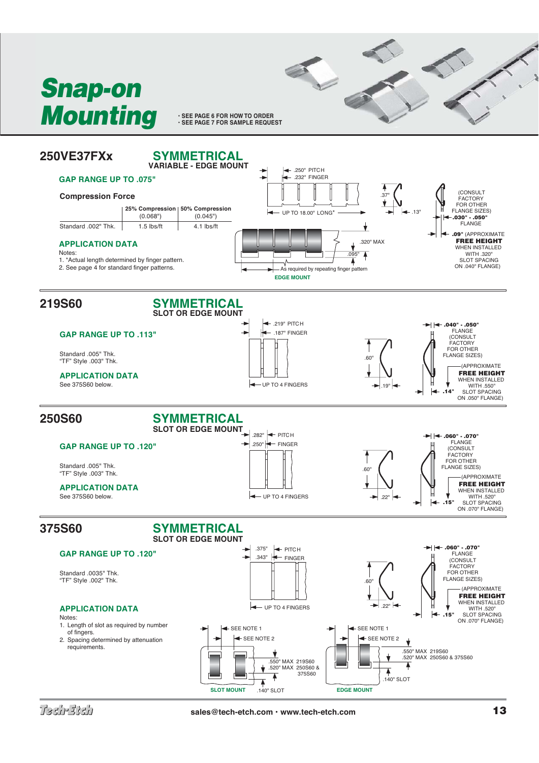# Snap-on Mounting

- SEE PAGE 6 FOR HOW TO ORDER
- SEE PAGE 7 FOR SAMPLE REQUEST

## 250VE37FXx

### SYMMETRICAL
VARIABLE - EDGE MOUNT

**GAP RANGE UP TO .075"**

**Compression Force**

| | 25% Compression (0.068") | 50% Compression (0.045") |
|---|---|---|
| Standard .002" Thk. | 1.5 lbs/ft | 4.1 lbs/ft |

**APPLICATION DATA**

Notes:
1. *Actual length determined by finger pattern.
2. See page 4 for standard finger patterns.

.250" PITCH
.232" FINGER
UP TO 18.00" LONG*
.37"
.13"
(CONSULT FACTORY FOR OTHER FLANGE SIZES)
.030" - .050" FLANGE
.09" (APPROXIMATE **FREE HEIGHT** WHEN INSTALLED WITH .320" SLOT SPACING ON .040" FLANGE)
.320" MAX
.095"
As required by repeating finger pattern
EDGE MOUNT

## 219S60

### SYMMETRICAL
SLOT OR EDGE MOUNT

**GAP RANGE UP TO .113"**

Standard .005" Thk.
"TF" Style .003" Thk.

**APPLICATION DATA**

See 375S60 below.

.219" PITCH
.187" FINGER
UP TO 4 FINGERS
.60"
.19"
.040" - .050" FLANGE (CONSULT FACTORY FOR OTHER FLANGE SIZES)
.14" (APPROXIMATE **FREE HEIGHT** WHEN INSTALLED WITH .550" SLOT SPACING ON .050" FLANGE)

## 250S60

### SYMMETRICAL
SLOT OR EDGE MOUNT

**GAP RANGE UP TO .120"**

Standard .005" Thk.
"TF" Style .003" Thk.

**APPLICATION DATA**

See 375S60 below.

.282" PITCH
.250" FINGER
UP TO 4 FINGERS
.60"
.22"
.060" - .070" FLANGE (CONSULT FACTORY FOR OTHER FLANGE SIZES)
.15" (APPROXIMATE **FREE HEIGHT** WHEN INSTALLED WITH .520" SLOT SPACING ON .070" FLANGE)

## 375S60

### SYMMETRICAL
SLOT OR EDGE MOUNT

**GAP RANGE UP TO .120"**

Standard .0035" Thk.
"TF" Style .002" Thk.

**APPLICATION DATA**

Notes:
1. Length of slot as required by number of fingers.
2. Spacing determined by attenuation requirements.

.375" PITCH
.343" FINGER
UP TO 4 FINGERS
.60"
.22"
.060" - .070" FLANGE (CONSULT FACTORY FOR OTHER FLANGE SIZES)
.15" (APPROXIMATE **FREE HEIGHT** WHEN INSTALLED WITH .520" SLOT SPACING ON .070" FLANGE)

SEE NOTE 1
SEE NOTE 2
.550" MAX 219S60
.520" MAX 250S60 & 375S60
.140" SLOT
SLOT MOUNT
EDGE MOUNT

sales@tech-etch.com • www.tech-etch.com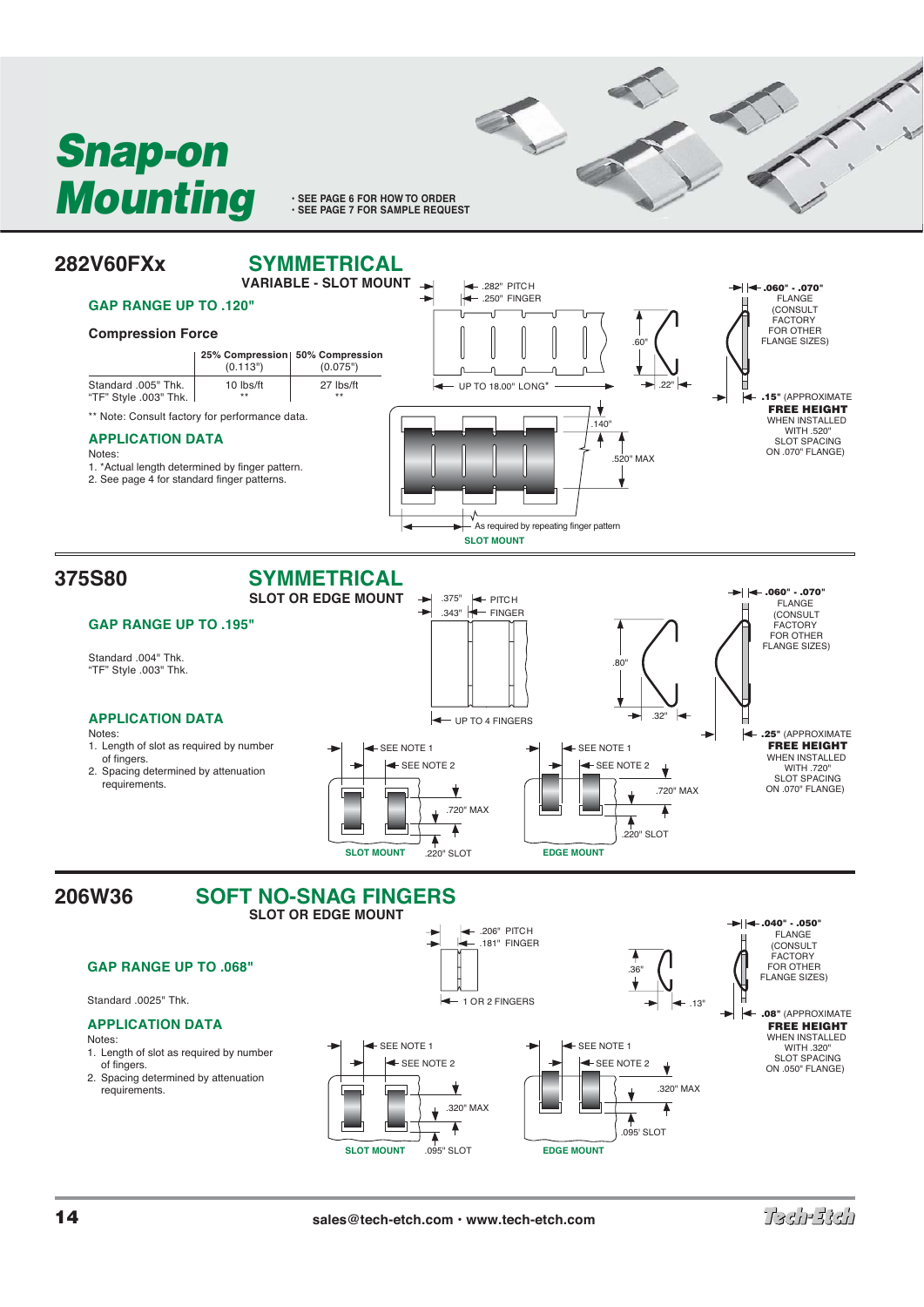# Snap-on Mounting

- SEE PAGE 6 FOR HOW TO ORDER
- SEE PAGE 7 FOR SAMPLE REQUEST

## 282V60FXx

### SYMMETRICAL

**VARIABLE - SLOT MOUNT**

**GAP RANGE UP TO .120"**

**Compression Force**

| | 25% Compression (0.113") | 50% Compression (0.075") |
|---|---|---|
| Standard .005" Thk. | 10 lbs/ft | 27 lbs/ft |
| "TF" Style .003" Thk. | ** | ** |

** Note: Consult factory for performance data.

### APPLICATION DATA

Notes:

1. *Actual length determined by finger pattern.
2. See page 4 for standard finger patterns.

.282" PITCH
.250" FINGER
.60"
UP TO 18.00" LONG*
.22"
.060" - .070" FLANGE (CONSULT FACTORY FOR OTHER FLANGE SIZES)
.15" (APPROXIMATE **FREE HEIGHT** WHEN INSTALLED WITH .520" SLOT SPACING ON .070" FLANGE)
.140"
.520" MAX
As required by repeating finger pattern
SLOT MOUNT

## 375S80

### SYMMETRICAL

**SLOT OR EDGE MOUNT**

**GAP RANGE UP TO .195"**

Standard .004" Thk.
"TF" Style .003" Thk.

### APPLICATION DATA

Notes:

1. Length of slot as required by number of fingers.
2. Spacing determined by attenuation requirements.

.375" PITCH
.343" FINGER
UP TO 4 FINGERS
.80"
.32"
.060" - .070" FLANGE (CONSULT FACTORY FOR OTHER FLANGE SIZES)
.25" (APPROXIMATE **FREE HEIGHT** WHEN INSTALLED WITH .720" SLOT SPACING ON .070" FLANGE)
SEE NOTE 1
SEE NOTE 2
.720" MAX
.220" SLOT
SLOT MOUNT
EDGE MOUNT

## 206W36

### SOFT NO-SNAG FINGERS

**SLOT OR EDGE MOUNT**

**GAP RANGE UP TO .068"**

Standard .0025" Thk.

### APPLICATION DATA

Notes:

1. Length of slot as required by number of fingers.
2. Spacing determined by attenuation requirements.

.206" PITCH
.181" FINGER
1 OR 2 FINGERS
.36"
.13"
.040" - .050" FLANGE (CONSULT FACTORY FOR OTHER FLANGE SIZES)
.08" (APPROXIMATE **FREE HEIGHT** WHEN INSTALLED WITH .320" SLOT SPACING ON .050" FLANGE)
SEE NOTE 1
SEE NOTE 2
.320" MAX
.095" SLOT
SLOT MOUNT
EDGE MOUNT

sales@tech-etch.com • www.tech-etch.com